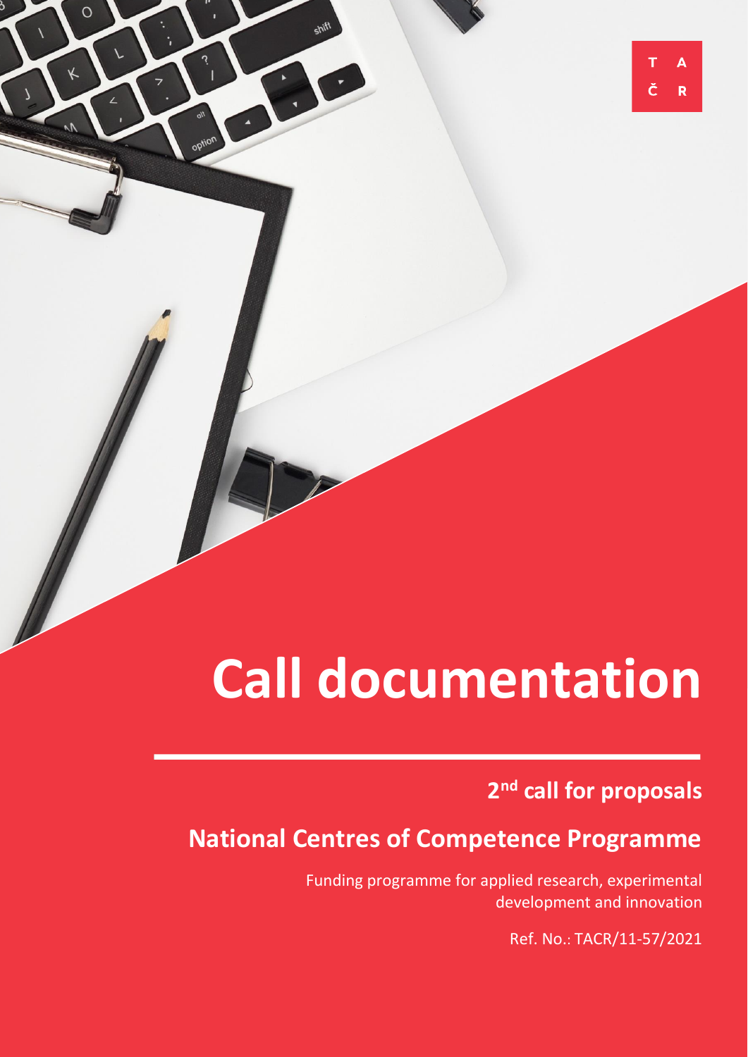T A
Č R

# Call documentation

## 2nd call for proposals

## National Centres of Competence Programme

Funding programme for applied research, experimental development and innovation

Ref. No.: TACR/11-57/2021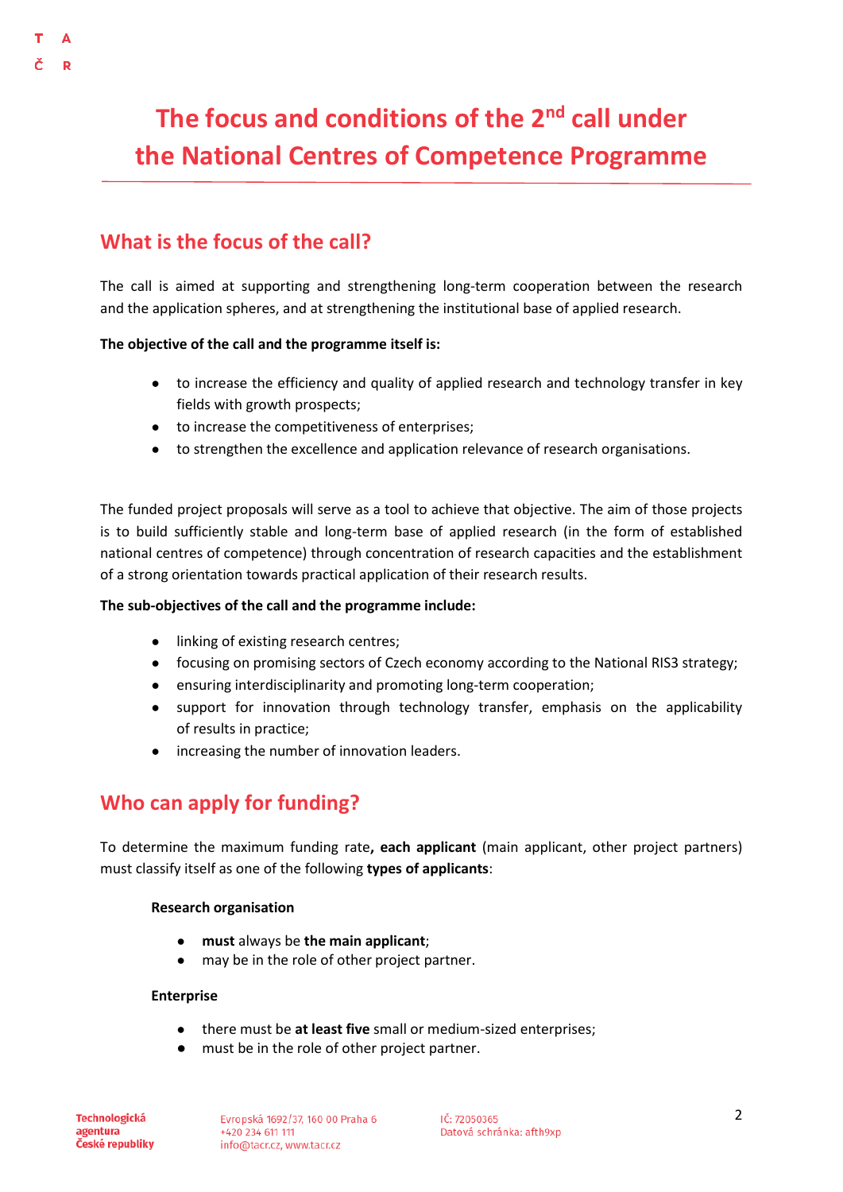# The focus and conditions of the 2nd call under the National Centres of Competence Programme

## What is the focus of the call?

The call is aimed at supporting and strengthening long-term cooperation between the research and the application spheres, and at strengthening the institutional base of applied research.

**The objective of the call and the programme itself is:**

- to increase the efficiency and quality of applied research and technology transfer in key fields with growth prospects;
- to increase the competitiveness of enterprises;
- to strengthen the excellence and application relevance of research organisations.

The funded project proposals will serve as a tool to achieve that objective. The aim of those projects is to build sufficiently stable and long-term base of applied research (in the form of established national centres of competence) through concentration of research capacities and the establishment of a strong orientation towards practical application of their research results.

**The sub-objectives of the call and the programme include:**

- linking of existing research centres;
- focusing on promising sectors of Czech economy according to the National RIS3 strategy;
- ensuring interdisciplinarity and promoting long-term cooperation;
- support for innovation through technology transfer, emphasis on the applicability of results in practice;
- increasing the number of innovation leaders.

## Who can apply for funding?

To determine the maximum funding rate**, each applicant** (main applicant, other project partners) must classify itself as one of the following **types of applicants**:

**Research organisation**

- **must** always be **the main applicant**;
- may be in the role of other project partner.

**Enterprise**

- there must be **at least five** small or medium-sized enterprises;
- must be in the role of other project partner.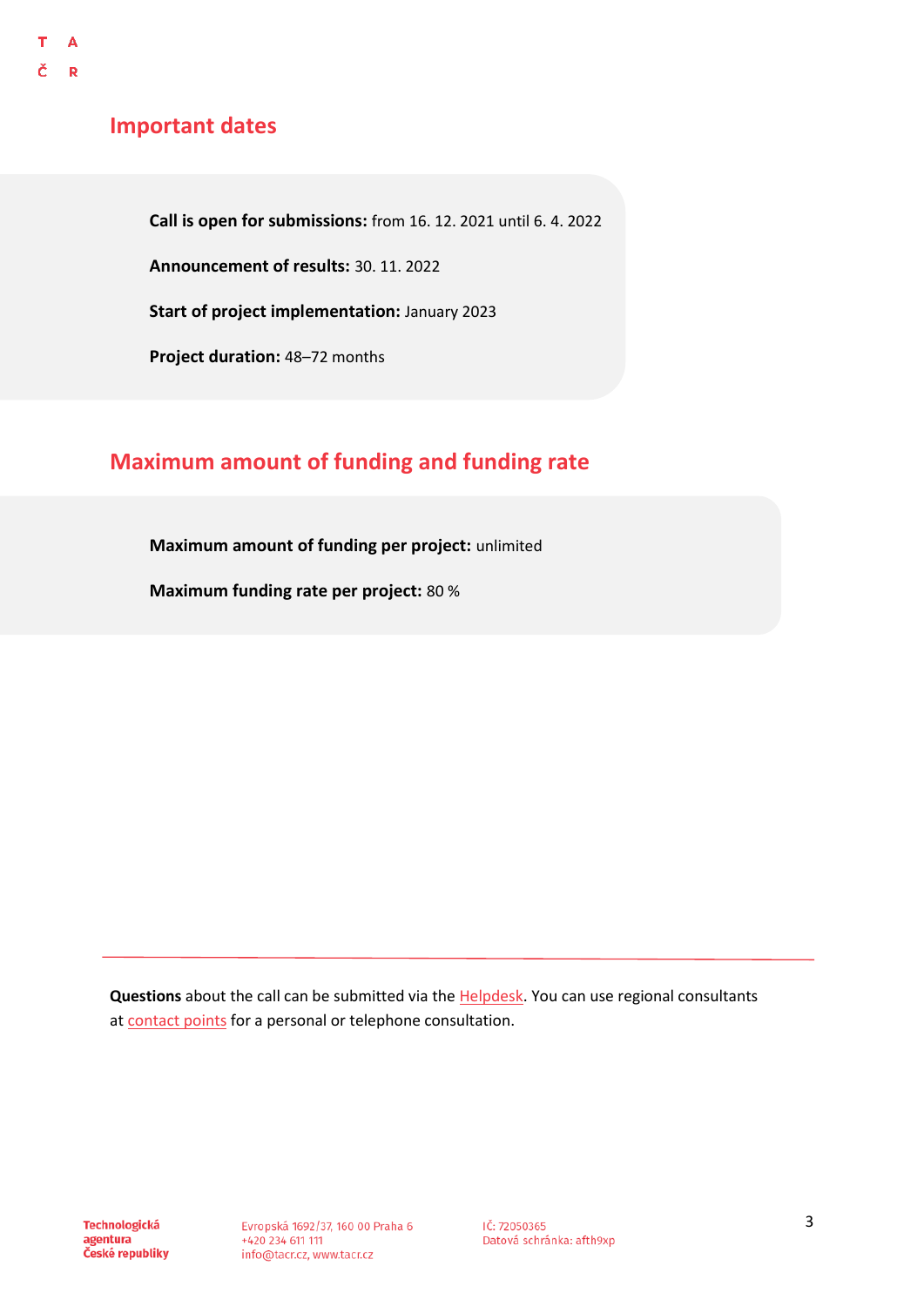## Important dates

**Call is open for submissions:** from 16. 12. 2021 until 6. 4. 2022

**Announcement of results:** 30. 11. 2022

**Start of project implementation:** January 2023

**Project duration:** 48–72 months

## Maximum amount of funding and funding rate

**Maximum amount of funding per project:** unlimited

**Maximum funding rate per project:** 80 %

---

**Questions** about the call can be submitted via the Helpdesk. You can use regional consultants at contact points for a personal or telephone consultation.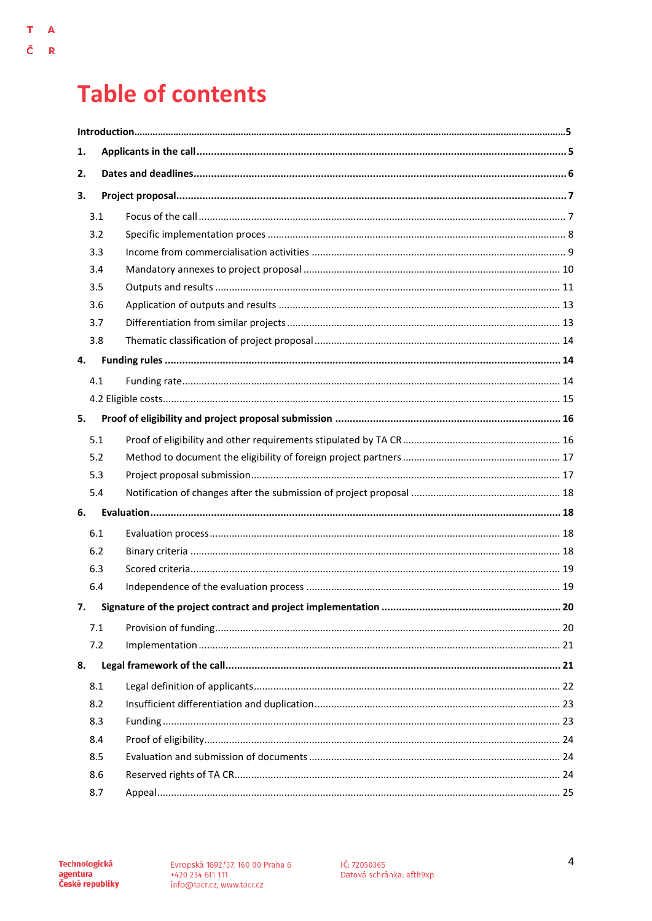# Table of contents

**Introduction** .....5

**1. Applicants in the call** .....5

**2. Dates and deadlines** .....6

**3. Project proposal** .....7

- 3.1 Focus of the call .....7
- 3.2 Specific implementation proces .....8
- 3.3 Income from commercialisation activities .....9
- 3.4 Mandatory annexes to project proposal .....10
- 3.5 Outputs and results .....11
- 3.6 Application of outputs and results .....13
- 3.7 Differentiation from similar projects .....13
- 3.8 Thematic classification of project proposal .....14

**4. Funding rules** .....14

- 4.1 Funding rate .....14
- 4.2 Eligible costs .....15

**5. Proof of eligibility and project proposal submission** .....16

- 5.1 Proof of eligibility and other requirements stipulated by TA CR .....16
- 5.2 Method to document the eligibility of foreign project partners .....17
- 5.3 Project proposal submission .....17
- 5.4 Notification of changes after the submission of project proposal .....18

**6. Evaluation** .....18

- 6.1 Evaluation process .....18
- 6.2 Binary criteria .....18
- 6.3 Scored criteria .....19
- 6.4 Independence of the evaluation process .....19

**7. Signature of the project contract and project implementation** .....20

- 7.1 Provision of funding .....20
- 7.2 Implementation .....21

**8. Legal framework of the call** .....21

- 8.1 Legal definition of applicants .....22
- 8.2 Insufficient differentiation and duplication .....23
- 8.3 Funding .....23
- 8.4 Proof of eligibility .....24
- 8.5 Evaluation and submission of documents .....24
- 8.6 Reserved rights of TA CR .....24
- 8.7 Appeal .....25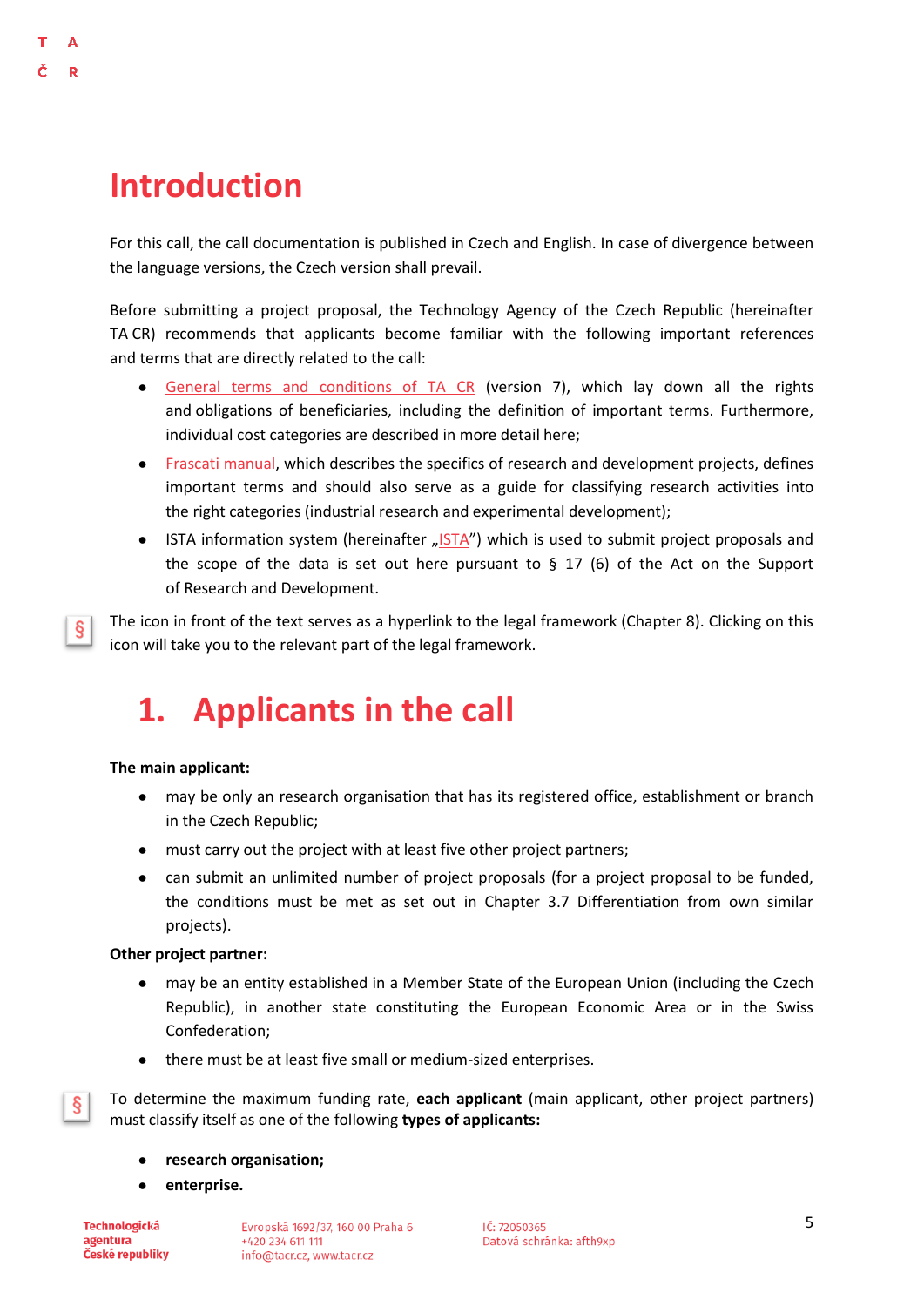# Introduction

For this call, the call documentation is published in Czech and English. In case of divergence between the language versions, the Czech version shall prevail.

Before submitting a project proposal, the Technology Agency of the Czech Republic (hereinafter TA CR) recommends that applicants become familiar with the following important references and terms that are directly related to the call:

- General terms and conditions of TA CR (version 7), which lay down all the rights and obligations of beneficiaries, including the definition of important terms. Furthermore, individual cost categories are described in more detail here;
- Frascati manual, which describes the specifics of research and development projects, defines important terms and should also serve as a guide for classifying research activities into the right categories (industrial research and experimental development);
- ISTA information system (hereinafter „ISTA") which is used to submit project proposals and the scope of the data is set out here pursuant to § 17 (6) of the Act on the Support of Research and Development.

§ The icon in front of the text serves as a hyperlink to the legal framework (Chapter 8). Clicking on this icon will take you to the relevant part of the legal framework.

# 1. Applicants in the call

**The main applicant:**

- may be only an research organisation that has its registered office, establishment or branch in the Czech Republic;
- must carry out the project with at least five other project partners;
- can submit an unlimited number of project proposals (for a project proposal to be funded, the conditions must be met as set out in Chapter 3.7 Differentiation from own similar projects).

**Other project partner:**

- may be an entity established in a Member State of the European Union (including the Czech Republic), in another state constituting the European Economic Area or in the Swiss Confederation;
- there must be at least five small or medium-sized enterprises.

§ To determine the maximum funding rate, **each applicant** (main applicant, other project partners) must classify itself as one of the following **types of applicants:**

- **research organisation;**
- **enterprise.**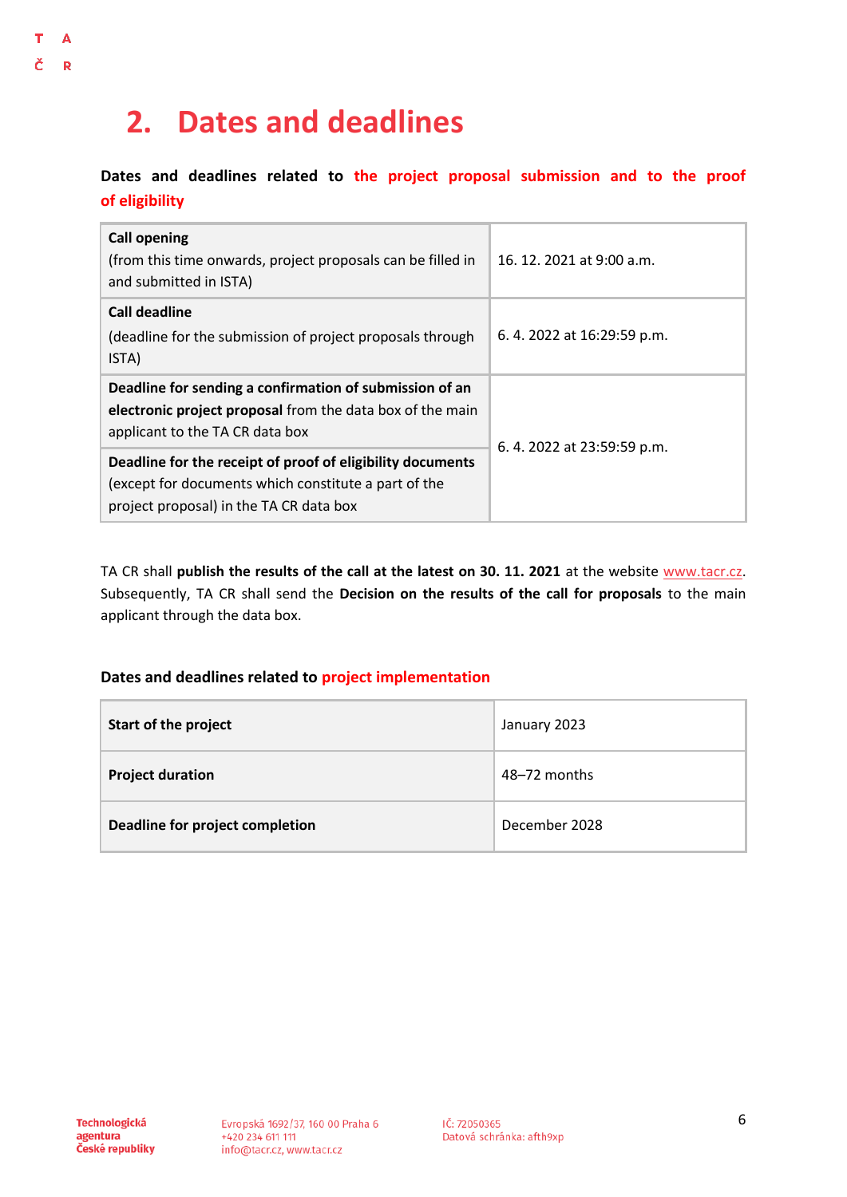# 2. Dates and deadlines

**Dates and deadlines related to the project proposal submission and to the proof of eligibility**

| | |
|---|---|
| **Call opening** (from this time onwards, project proposals can be filled in and submitted in ISTA) | 16. 12. 2021 at 9:00 a.m. |
| **Call deadline** (deadline for the submission of project proposals through ISTA) | 6. 4. 2022 at 16:29:59 p.m. |
| **Deadline for sending a confirmation of submission of an electronic project proposal** from the data box of the main applicant to the TA CR data box | 6. 4. 2022 at 23:59:59 p.m. |
| **Deadline for the receipt of proof of eligibility documents** (except for documents which constitute a part of the project proposal) in the TA CR data box | |

TA CR shall **publish the results of the call at the latest on 30. 11. 2021** at the website www.tacr.cz. Subsequently, TA CR shall send the **Decision on the results of the call for proposals** to the main applicant through the data box.

**Dates and deadlines related to project implementation**

| | |
|---|---|
| **Start of the project** | January 2023 |
| **Project duration** | 48–72 months |
| **Deadline for project completion** | December 2028 |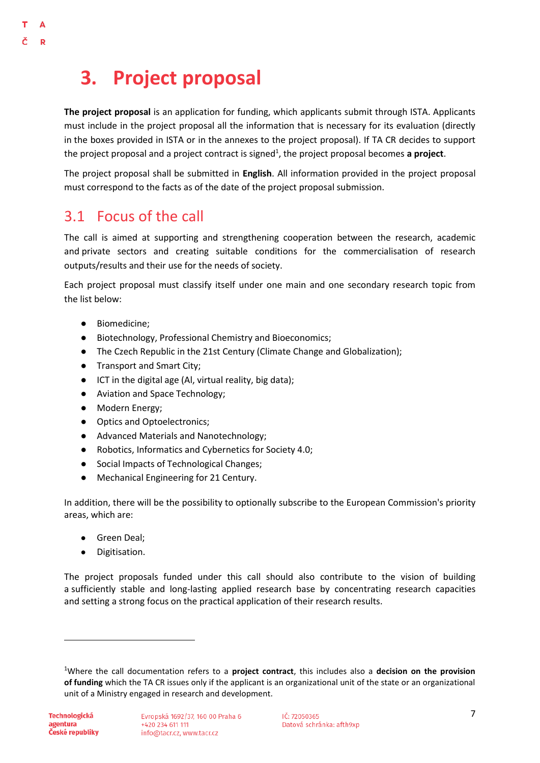# 3. Project proposal

**The project proposal** is an application for funding, which applicants submit through ISTA. Applicants must include in the project proposal all the information that is necessary for its evaluation (directly in the boxes provided in ISTA or in the annexes to the project proposal). If TA CR decides to support the project proposal and a project contract is signed[1], the project proposal becomes **a project**.

The project proposal shall be submitted in **English**. All information provided in the project proposal must correspond to the facts as of the date of the project proposal submission.

## 3.1 Focus of the call

The call is aimed at supporting and strengthening cooperation between the research, academic and private sectors and creating suitable conditions for the commercialisation of research outputs/results and their use for the needs of society.

Each project proposal must classify itself under one main and one secondary research topic from the list below:

- Biomedicine;
- Biotechnology, Professional Chemistry and Bioeconomics;
- The Czech Republic in the 21st Century (Climate Change and Globalization);
- Transport and Smart City;
- ICT in the digital age (AI, virtual reality, big data);
- Aviation and Space Technology;
- Modern Energy;
- Optics and Optoelectronics;
- Advanced Materials and Nanotechnology;
- Robotics, Informatics and Cybernetics for Society 4.0;
- Social Impacts of Technological Changes;
- Mechanical Engineering for 21 Century.

In addition, there will be the possibility to optionally subscribe to the European Commission's priority areas, which are:

- Green Deal;
- Digitisation.

The project proposals funded under this call should also contribute to the vision of building a sufficiently stable and long-lasting applied research base by concentrating research capacities and setting a strong focus on the practical application of their research results.

[1] Where the call documentation refers to a **project contract**, this includes also a **decision on the provision of funding** which the TA CR issues only if the applicant is an organizational unit of the state or an organizational unit of a Ministry engaged in research and development.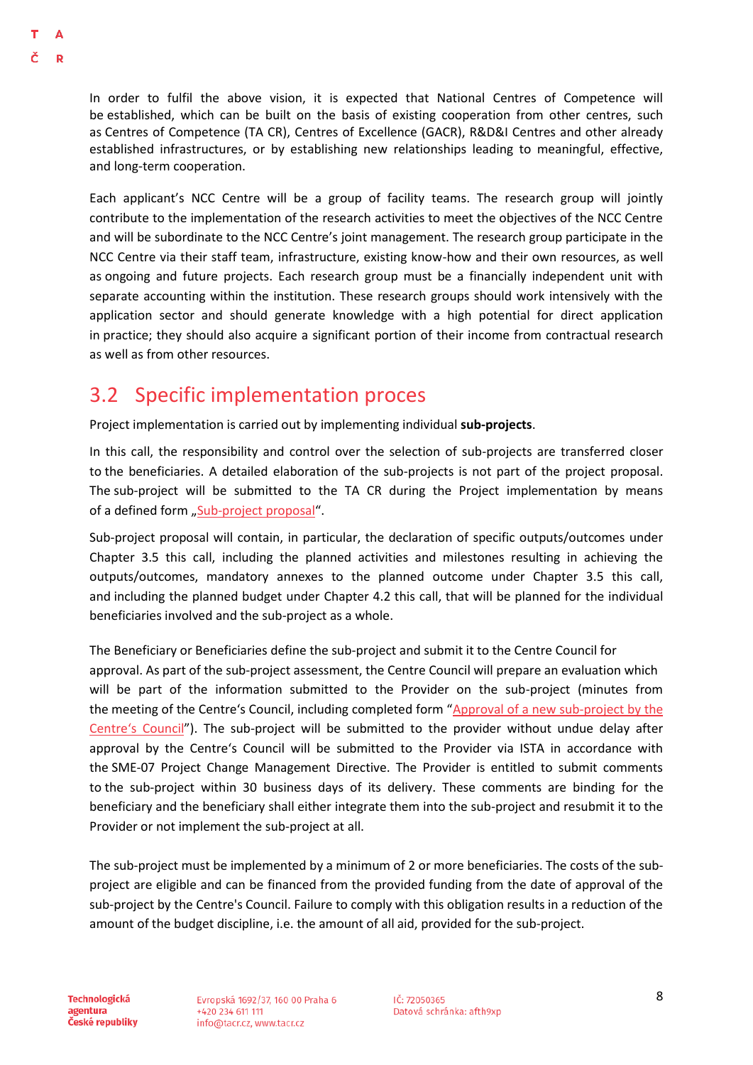In order to fulfil the above vision, it is expected that National Centres of Competence will be established, which can be built on the basis of existing cooperation from other centres, such as Centres of Competence (TA CR), Centres of Excellence (GACR), R&D&I Centres and other already established infrastructures, or by establishing new relationships leading to meaningful, effective, and long-term cooperation.

Each applicant's NCC Centre will be a group of facility teams. The research group will jointly contribute to the implementation of the research activities to meet the objectives of the NCC Centre and will be subordinate to the NCC Centre's joint management. The research group participate in the NCC Centre via their staff team, infrastructure, existing know-how and their own resources, as well as ongoing and future projects. Each research group must be a financially independent unit with separate accounting within the institution. These research groups should work intensively with the application sector and should generate knowledge with a high potential for direct application in practice; they should also acquire a significant portion of their income from contractual research as well as from other resources.

## 3.2 Specific implementation proces

Project implementation is carried out by implementing individual **sub-projects**.

In this call, the responsibility and control over the selection of sub-projects are transferred closer to the beneficiaries. A detailed elaboration of the sub-projects is not part of the project proposal. The sub-project will be submitted to the TA CR during the Project implementation by means of a defined form „Sub-project proposal“.

Sub-project proposal will contain, in particular, the declaration of specific outputs/outcomes under Chapter 3.5 this call, including the planned activities and milestones resulting in achieving the outputs/outcomes, mandatory annexes to the planned outcome under Chapter 3.5 this call, and including the planned budget under Chapter 4.2 this call, that will be planned for the individual beneficiaries involved and the sub-project as a whole.

The Beneficiary or Beneficiaries define the sub-project and submit it to the Centre Council for approval. As part of the sub-project assessment, the Centre Council will prepare an evaluation which will be part of the information submitted to the Provider on the sub-project (minutes from the meeting of the Centre's Council, including completed form "Approval of a new sub-project by the Centre's Council"). The sub-project will be submitted to the provider without undue delay after approval by the Centre's Council will be submitted to the Provider via ISTA in accordance with the SME-07 Project Change Management Directive. The Provider is entitled to submit comments to the sub-project within 30 business days of its delivery. These comments are binding for the beneficiary and the beneficiary shall either integrate them into the sub-project and resubmit it to the Provider or not implement the sub-project at all.

The sub-project must be implemented by a minimum of 2 or more beneficiaries. The costs of the sub-project are eligible and can be financed from the provided funding from the date of approval of the sub-project by the Centre's Council. Failure to comply with this obligation results in a reduction of the amount of the budget discipline, i.e. the amount of all aid, provided for the sub-project.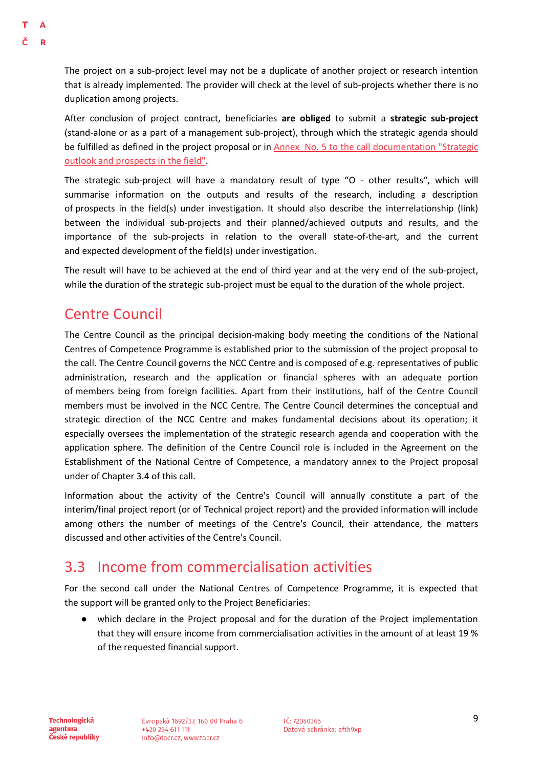The project on a sub-project level may not be a duplicate of another project or research intention that is already implemented. The provider will check at the level of sub-projects whether there is no duplication among projects.

After conclusion of project contract, beneficiaries **are obliged** to submit a **strategic sub-project** (stand-alone or as a part of a management sub-project), through which the strategic agenda should be fulfilled as defined in the project proposal or in Annex No. 5 to the call documentation "Strategic outlook and prospects in the field".

The strategic sub-project will have a mandatory result of type "O - other results", which will summarise information on the outputs and results of the research, including a description of prospects in the field(s) under investigation. It should also describe the interrelationship (link) between the individual sub-projects and their planned/achieved outputs and results, and the importance of the sub-projects in relation to the overall state-of-the-art, and the current and expected development of the field(s) under investigation.

The result will have to be achieved at the end of third year and at the very end of the sub-project, while the duration of the strategic sub-project must be equal to the duration of the whole project.

## Centre Council

The Centre Council as the principal decision-making body meeting the conditions of the National Centres of Competence Programme is established prior to the submission of the project proposal to the call. The Centre Council governs the NCC Centre and is composed of e.g. representatives of public administration, research and the application or financial spheres with an adequate portion of members being from foreign facilities. Apart from their institutions, half of the Centre Council members must be involved in the NCC Centre. The Centre Council determines the conceptual and strategic direction of the NCC Centre and makes fundamental decisions about its operation; it especially oversees the implementation of the strategic research agenda and cooperation with the application sphere. The definition of the Centre Council role is included in the Agreement on the Establishment of the National Centre of Competence, a mandatory annex to the Project proposal under of Chapter 3.4 of this call.

Information about the activity of the Centre's Council will annually constitute a part of the interim/final project report (or of Technical project report) and the provided information will include among others the number of meetings of the Centre's Council, their attendance, the matters discussed and other activities of the Centre's Council.

## 3.3 Income from commercialisation activities

For the second call under the National Centres of Competence Programme, it is expected that the support will be granted only to the Project Beneficiaries:

- which declare in the Project proposal and for the duration of the Project implementation that they will ensure income from commercialisation activities in the amount of at least 19 % of the requested financial support.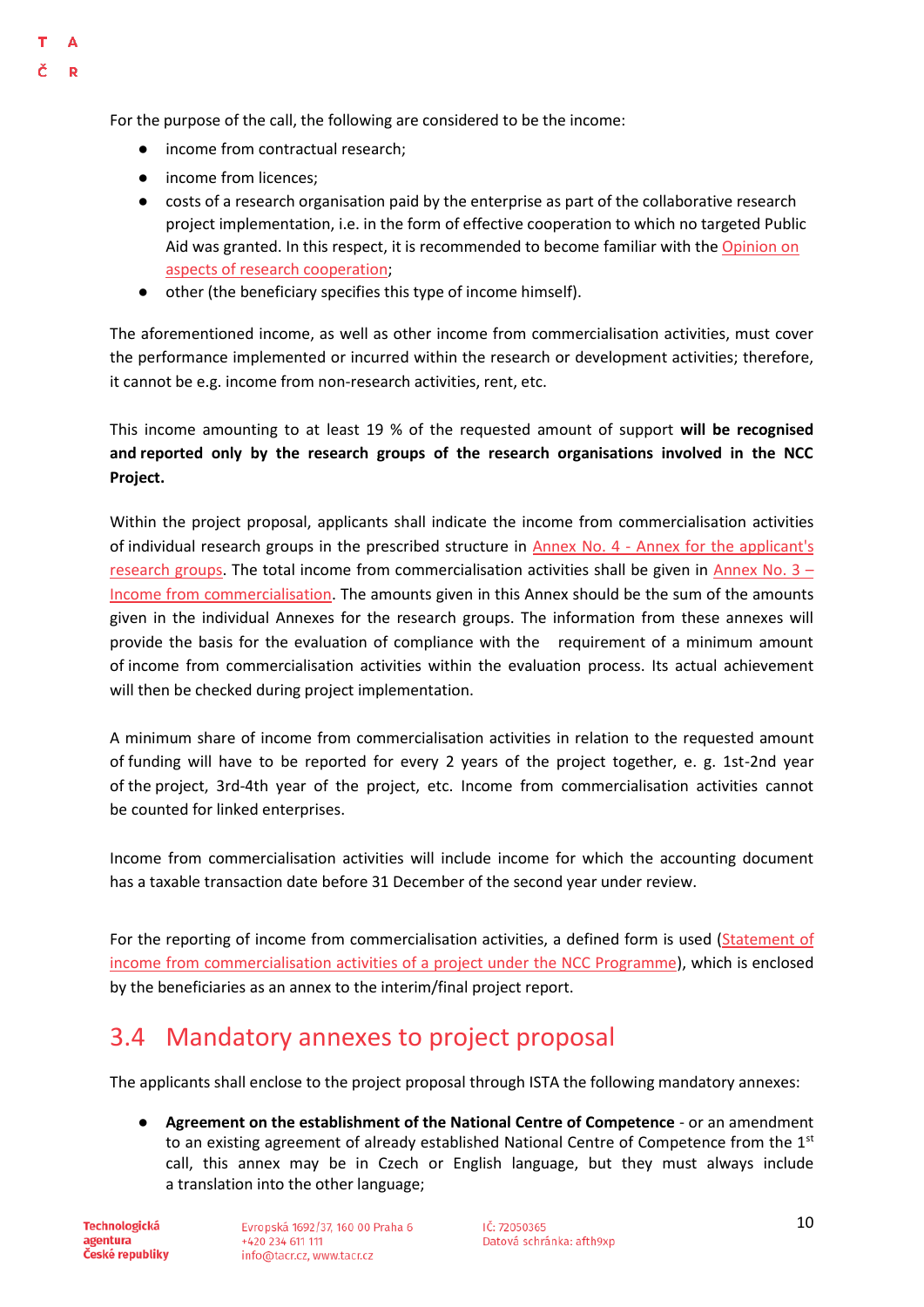For the purpose of the call, the following are considered to be the income:

- income from contractual research;
- income from licences;
- costs of a research organisation paid by the enterprise as part of the collaborative research project implementation, i.e. in the form of effective cooperation to which no targeted Public Aid was granted. In this respect, it is recommended to become familiar with the Opinion on aspects of research cooperation;
- other (the beneficiary specifies this type of income himself).

The aforementioned income, as well as other income from commercialisation activities, must cover the performance implemented or incurred within the research or development activities; therefore, it cannot be e.g. income from non-research activities, rent, etc.

This income amounting to at least 19 % of the requested amount of support **will be recognised and reported only by the research groups of the research organisations involved in the NCC Project.**

Within the project proposal, applicants shall indicate the income from commercialisation activities of individual research groups in the prescribed structure in Annex No. 4 - Annex for the applicant's research groups. The total income from commercialisation activities shall be given in Annex No. 3 – Income from commercialisation. The amounts given in this Annex should be the sum of the amounts given in the individual Annexes for the research groups. The information from these annexes will provide the basis for the evaluation of compliance with the requirement of a minimum amount of income from commercialisation activities within the evaluation process. Its actual achievement will then be checked during project implementation.

A minimum share of income from commercialisation activities in relation to the requested amount of funding will have to be reported for every 2 years of the project together, e. g. 1st-2nd year of the project, 3rd-4th year of the project, etc. Income from commercialisation activities cannot be counted for linked enterprises.

Income from commercialisation activities will include income for which the accounting document has a taxable transaction date before 31 December of the second year under review.

For the reporting of income from commercialisation activities, a defined form is used (Statement of income from commercialisation activities of a project under the NCC Programme), which is enclosed by the beneficiaries as an annex to the interim/final project report.

## 3.4 Mandatory annexes to project proposal

The applicants shall enclose to the project proposal through ISTA the following mandatory annexes:

- **Agreement on the establishment of the National Centre of Competence** - or an amendment to an existing agreement of already established National Centre of Competence from the 1st call, this annex may be in Czech or English language, but they must always include a translation into the other language;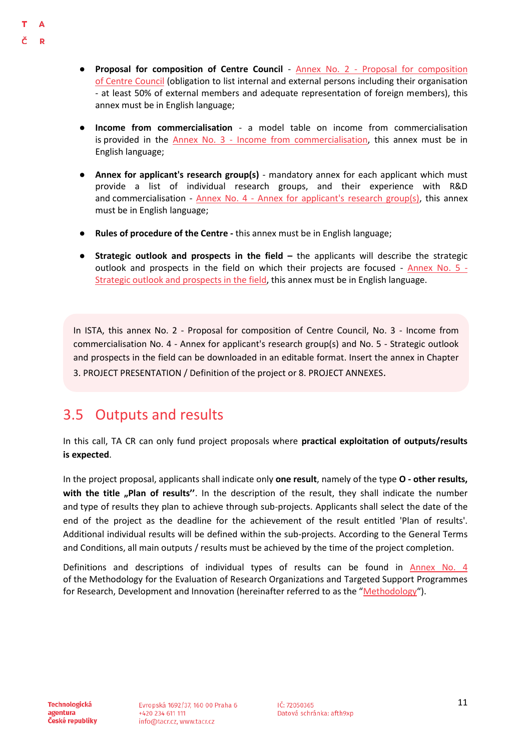- **Proposal for composition of Centre Council** - Annex No. 2 - Proposal for composition of Centre Council (obligation to list internal and external persons including their organisation - at least 50% of external members and adequate representation of foreign members), this annex must be in English language;

- **Income from commercialisation** - a model table on income from commercialisation is provided in the Annex No. 3 - Income from commercialisation, this annex must be in English language;

- **Annex for applicant's research group(s)** - mandatory annex for each applicant which must provide a list of individual research groups, and their experience with R&D and commercialisation - Annex No. 4 - Annex for applicant's research group(s), this annex must be in English language;

- **Rules of procedure of the Centre -** this annex must be in English language;

- **Strategic outlook and prospects in the field –** the applicants will describe the strategic outlook and prospects in the field on which their projects are focused - Annex No. 5 - Strategic outlook and prospects in the field, this annex must be in English language.

> In ISTA, this annex No. 2 - Proposal for composition of Centre Council, No. 3 - Income from commercialisation No. 4 - Annex for applicant's research group(s) and No. 5 - Strategic outlook and prospects in the field can be downloaded in an editable format. Insert the annex in Chapter 3. PROJECT PRESENTATION / Definition of the project or 8. PROJECT ANNEXES.

## 3.5 Outputs and results

In this call, TA CR can only fund project proposals where **practical exploitation of outputs/results is expected**.

In the project proposal, applicants shall indicate only **one result**, namely of the type **O - other results, with the title „Plan of results"**. In the description of the result, they shall indicate the number and type of results they plan to achieve through sub-projects. Applicants shall select the date of the end of the project as the deadline for the achievement of the result entitled 'Plan of results'. Additional individual results will be defined within the sub-projects. According to the General Terms and Conditions, all main outputs / results must be achieved by the time of the project completion.

Definitions and descriptions of individual types of results can be found in Annex No. 4 of the Methodology for the Evaluation of Research Organizations and Targeted Support Programmes for Research, Development and Innovation (hereinafter referred to as the "Methodology").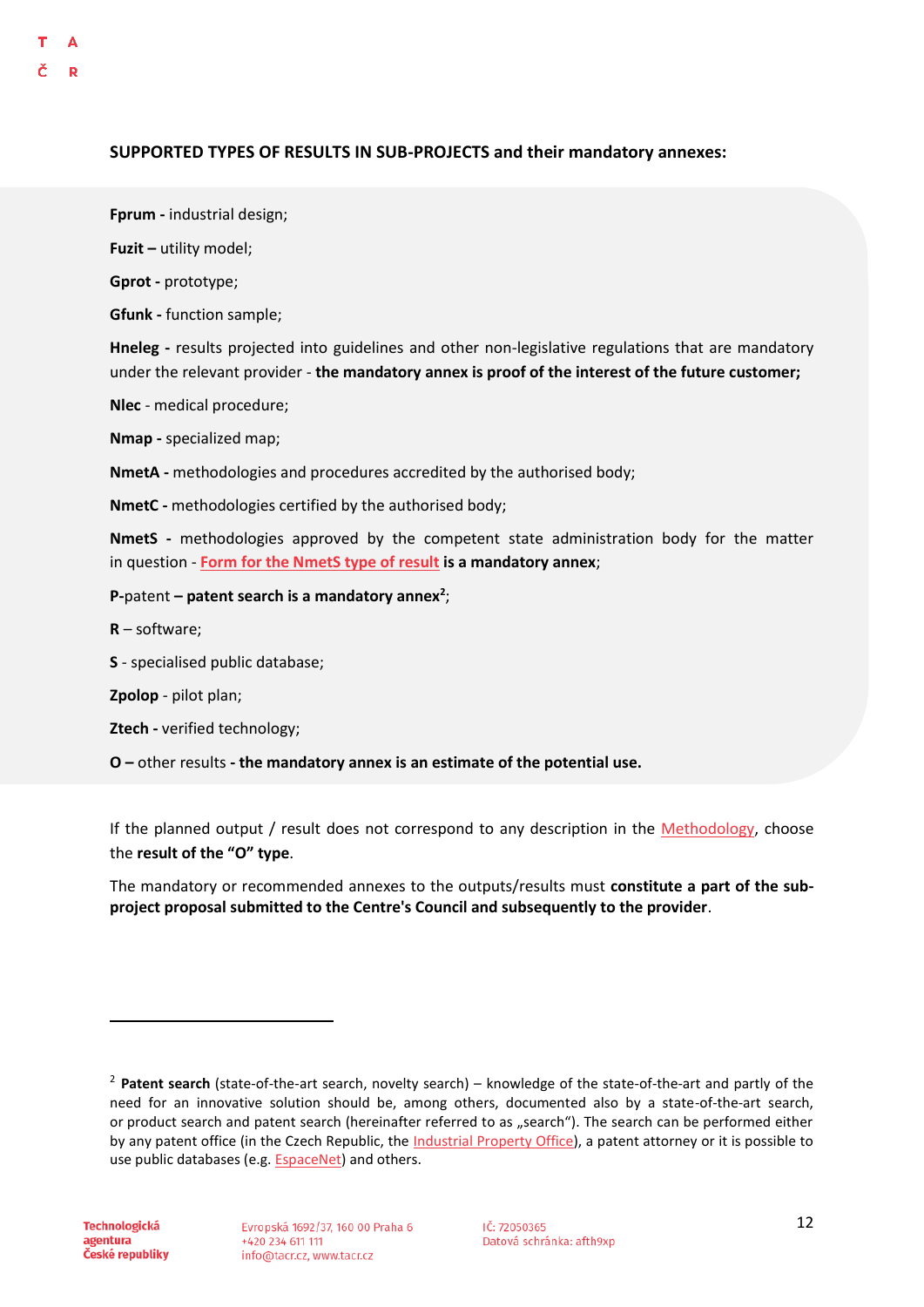**SUPPORTED TYPES OF RESULTS IN SUB-PROJECTS and their mandatory annexes:**

**Fprum -** industrial design;

**Fuzit –** utility model;

**Gprot -** prototype;

**Gfunk -** function sample;

**Hneleg -** results projected into guidelines and other non-legislative regulations that are mandatory under the relevant provider - **the mandatory annex is proof of the interest of the future customer;**

**Nlec** - medical procedure;

**Nmap -** specialized map;

**NmetA -** methodologies and procedures accredited by the authorised body;

**NmetC -** methodologies certified by the authorised body;

**NmetS -** methodologies approved by the competent state administration body for the matter in question - **Form for the NmetS type of result is a mandatory annex**;

**P-**patent **– patent search is a mandatory annex**[2];

**R** – software;

**S** - specialised public database;

**Zpolop** - pilot plan;

**Ztech -** verified technology;

**O –** other results **- the mandatory annex is an estimate of the potential use.**

If the planned output / result does not correspond to any description in the Methodology, choose the **result of the "O" type**.

The mandatory or recommended annexes to the outputs/results must **constitute a part of the sub-project proposal submitted to the Centre's Council and subsequently to the provider**.

---

[2] **Patent search** (state-of-the-art search, novelty search) – knowledge of the state-of-the-art and partly of the need for an innovative solution should be, among others, documented also by a state-of-the-art search, or product search and patent search (hereinafter referred to as „search"). The search can be performed either by any patent office (in the Czech Republic, the Industrial Property Office), a patent attorney or it is possible to use public databases (e.g. EspaceNet) and others.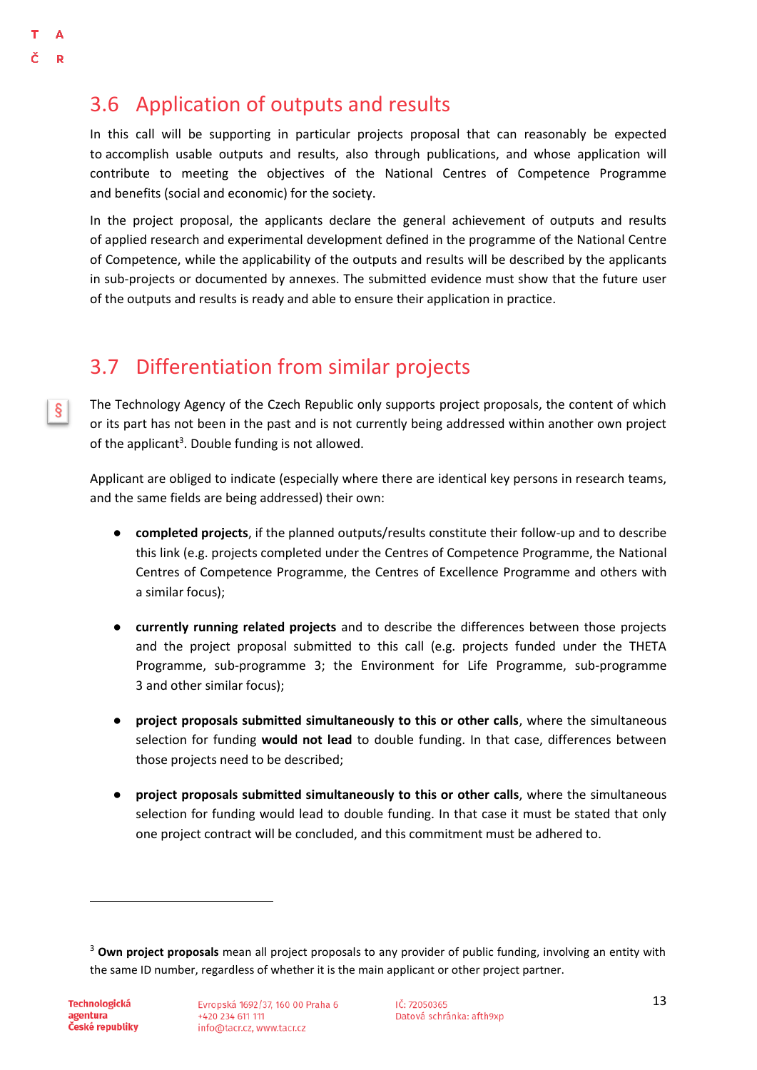## 3.6 Application of outputs and results

In this call will be supporting in particular projects proposal that can reasonably be expected to accomplish usable outputs and results, also through publications, and whose application will contribute to meeting the objectives of the National Centres of Competence Programme and benefits (social and economic) for the society.

In the project proposal, the applicants declare the general achievement of outputs and results of applied research and experimental development defined in the programme of the National Centre of Competence, while the applicability of the outputs and results will be described by the applicants in sub-projects or documented by annexes. The submitted evidence must show that the future user of the outputs and results is ready and able to ensure their application in practice.

## 3.7 Differentiation from similar projects

§

The Technology Agency of the Czech Republic only supports project proposals, the content of which or its part has not been in the past and is not currently being addressed within another own project of the applicant[3]. Double funding is not allowed.

Applicant are obliged to indicate (especially where there are identical key persons in research teams, and the same fields are being addressed) their own:

- **completed projects**, if the planned outputs/results constitute their follow-up and to describe this link (e.g. projects completed under the Centres of Competence Programme, the National Centres of Competence Programme, the Centres of Excellence Programme and others with a similar focus);

- **currently running related projects** and to describe the differences between those projects and the project proposal submitted to this call (e.g. projects funded under the THETA Programme, sub-programme 3; the Environment for Life Programme, sub-programme 3 and other similar focus);

- **project proposals submitted simultaneously to this or other calls**, where the simultaneous selection for funding **would not lead** to double funding. In that case, differences between those projects need to be described;

- **project proposals submitted simultaneously to this or other calls**, where the simultaneous selection for funding would lead to double funding. In that case it must be stated that only one project contract will be concluded, and this commitment must be adhered to.

---

[3] **Own project proposals** mean all project proposals to any provider of public funding, involving an entity with the same ID number, regardless of whether it is the main applicant or other project partner.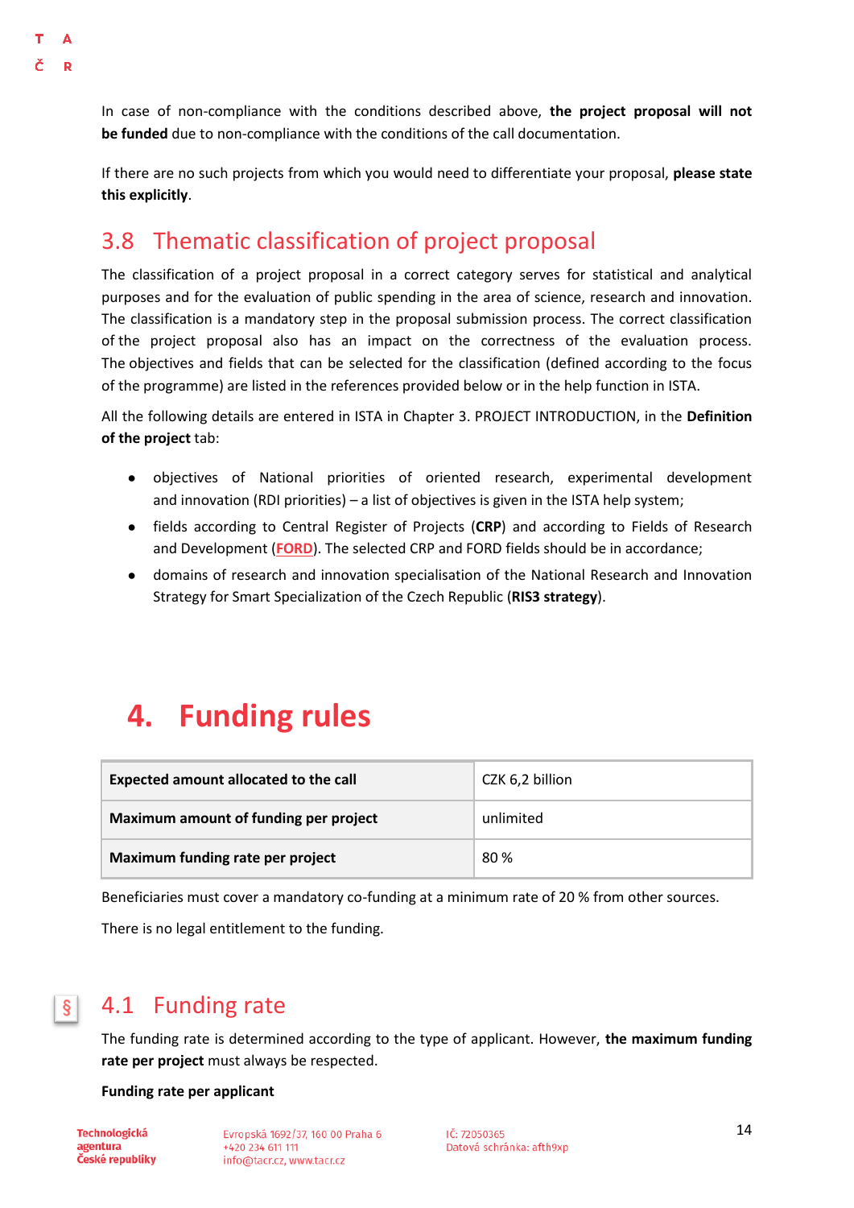In case of non-compliance with the conditions described above, **the project proposal will not be funded** due to non-compliance with the conditions of the call documentation.

If there are no such projects from which you would need to differentiate your proposal, **please state this explicitly**.

## 3.8 Thematic classification of project proposal

The classification of a project proposal in a correct category serves for statistical and analytical purposes and for the evaluation of public spending in the area of science, research and innovation. The classification is a mandatory step in the proposal submission process. The correct classification of the project proposal also has an impact on the correctness of the evaluation process. The objectives and fields that can be selected for the classification (defined according to the focus of the programme) are listed in the references provided below or in the help function in ISTA.

All the following details are entered in ISTA in Chapter 3. PROJECT INTRODUCTION, in the **Definition of the project** tab:

- objectives of National priorities of oriented research, experimental development and innovation (RDI priorities) – a list of objectives is given in the ISTA help system;
- fields according to Central Register of Projects (**CRP**) and according to Fields of Research and Development (**FORD**). The selected CRP and FORD fields should be in accordance;
- domains of research and innovation specialisation of the National Research and Innovation Strategy for Smart Specialization of the Czech Republic (**RIS3 strategy**).

# 4. Funding rules

| **Expected amount allocated to the call** | CZK 6,2 billion |
|---|---|
| **Maximum amount of funding per project** | unlimited |
| **Maximum funding rate per project** | 80 % |

Beneficiaries must cover a mandatory co-funding at a minimum rate of 20 % from other sources.

There is no legal entitlement to the funding.

## 4.1 Funding rate

The funding rate is determined according to the type of applicant. However, **the maximum funding rate per project** must always be respected.

**Funding rate per applicant**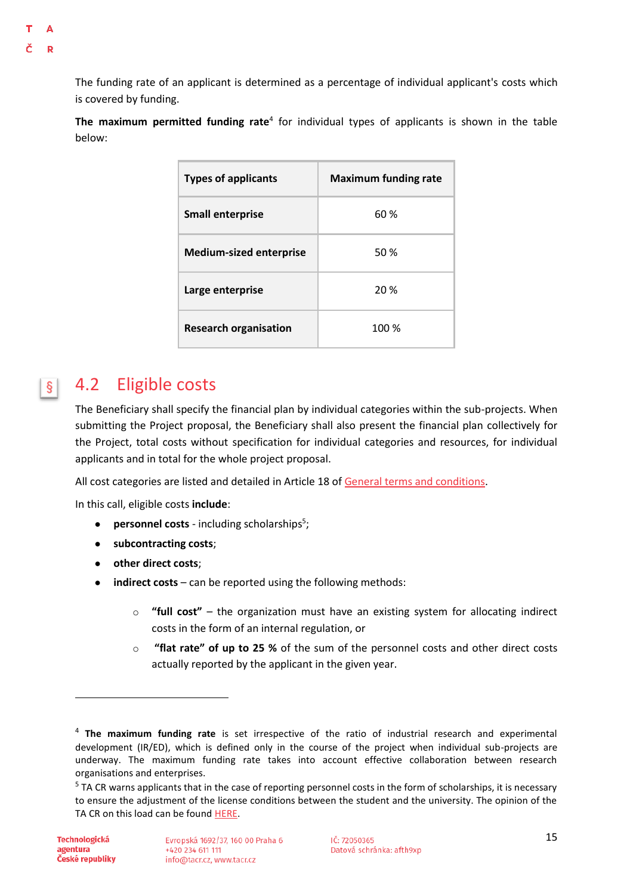The funding rate of an applicant is determined as a percentage of individual applicant's costs which is covered by funding.

**The maximum permitted funding rate**[4] for individual types of applicants is shown in the table below:

| Types of applicants | Maximum funding rate |
| --- | --- |
| **Small enterprise** | 60 % |
| **Medium-sized enterprise** | 50 % |
| **Large enterprise** | 20 % |
| **Research organisation** | 100 % |

## 4.2 Eligible costs

The Beneficiary shall specify the financial plan by individual categories within the sub-projects. When submitting the Project proposal, the Beneficiary shall also present the financial plan collectively for the Project, total costs without specification for individual categories and resources, for individual applicants and in total for the whole project proposal.

All cost categories are listed and detailed in Article 18 of General terms and conditions.

In this call, eligible costs **include**:

- **personnel costs** - including scholarships[5];
- **subcontracting costs**;
- **other direct costs**;
- **indirect costs** – can be reported using the following methods:
    - **"full cost"** – the organization must have an existing system for allocating indirect costs in the form of an internal regulation, or
    - **"flat rate" of up to 25 %** of the sum of the personnel costs and other direct costs actually reported by the applicant in the given year.

---

[4] **The maximum funding rate** is set irrespective of the ratio of industrial research and experimental development (IR/ED), which is defined only in the course of the project when individual sub-projects are underway. The maximum funding rate takes into account effective collaboration between research organisations and enterprises.

[5] TA CR warns applicants that in the case of reporting personnel costs in the form of scholarships, it is necessary to ensure the adjustment of the license conditions between the student and the university. The opinion of the TA CR on this load can be found HERE.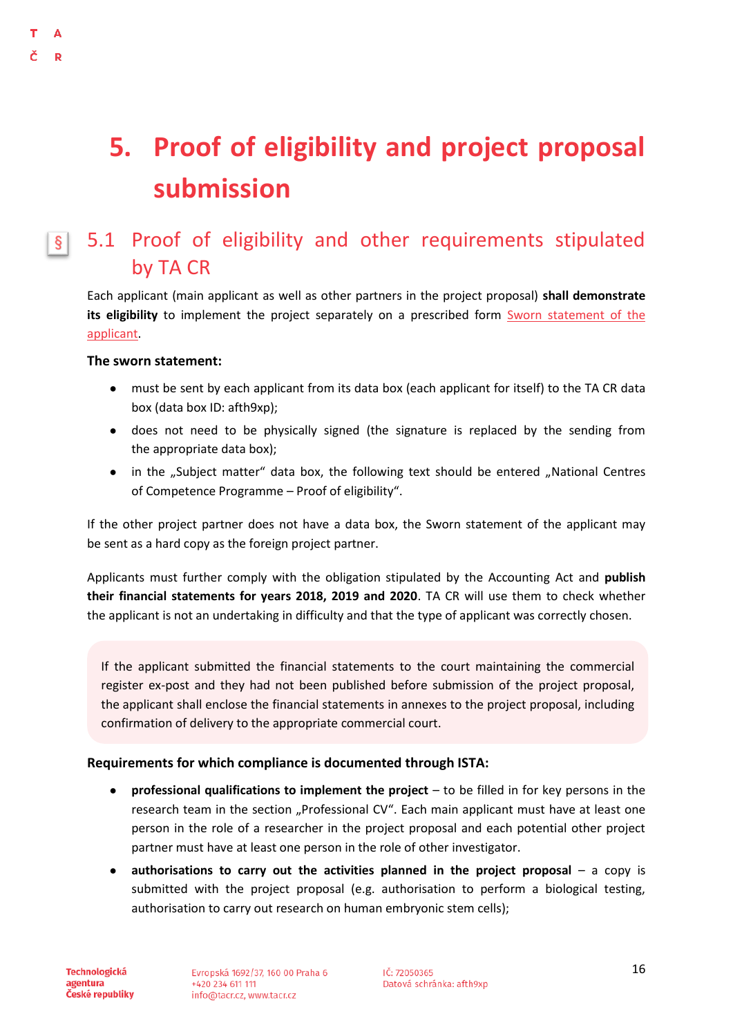# 5. Proof of eligibility and project proposal submission

## 5.1 Proof of eligibility and other requirements stipulated by TA CR

Each applicant (main applicant as well as other partners in the project proposal) **shall demonstrate its eligibility** to implement the project separately on a prescribed form Sworn statement of the applicant.

**The sworn statement:**

- must be sent by each applicant from its data box (each applicant for itself) to the TA CR data box (data box ID: afth9xp);
- does not need to be physically signed (the signature is replaced by the sending from the appropriate data box);
- in the „Subject matter" data box, the following text should be entered „National Centres of Competence Programme – Proof of eligibility".

If the other project partner does not have a data box, the Sworn statement of the applicant may be sent as a hard copy as the foreign project partner.

Applicants must further comply with the obligation stipulated by the Accounting Act and **publish their financial statements for years 2018, 2019 and 2020**. TA CR will use them to check whether the applicant is not an undertaking in difficulty and that the type of applicant was correctly chosen.

If the applicant submitted the financial statements to the court maintaining the commercial register ex-post and they had not been published before submission of the project proposal, the applicant shall enclose the financial statements in annexes to the project proposal, including confirmation of delivery to the appropriate commercial court.

**Requirements for which compliance is documented through ISTA:**

- **professional qualifications to implement the project** – to be filled in for key persons in the research team in the section „Professional CV". Each main applicant must have at least one person in the role of a researcher in the project proposal and each potential other project partner must have at least one person in the role of other investigator.
- **authorisations to carry out the activities planned in the project proposal** – a copy is submitted with the project proposal (e.g. authorisation to perform a biological testing, authorisation to carry out research on human embryonic stem cells);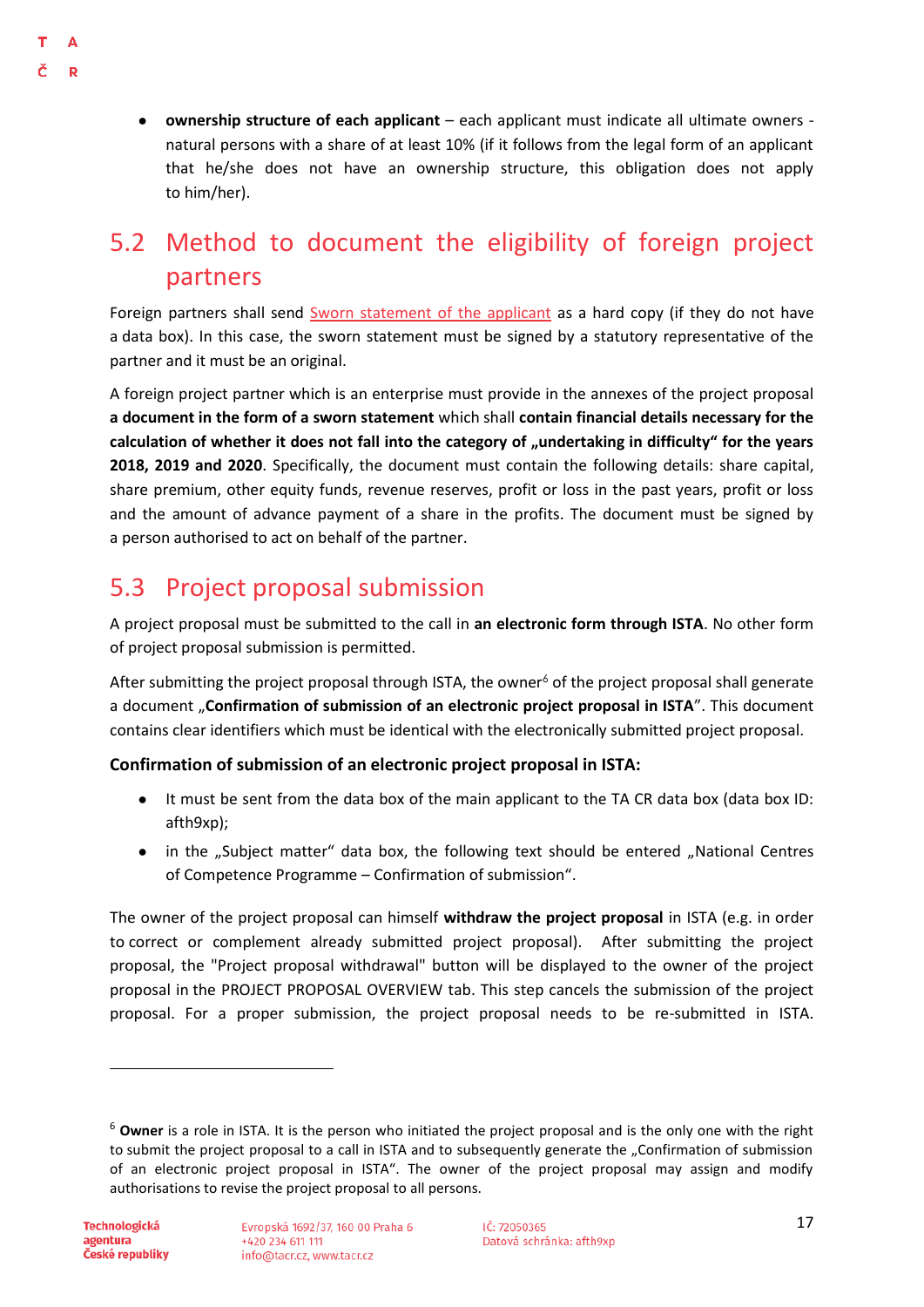- **ownership structure of each applicant** – each applicant must indicate all ultimate owners - natural persons with a share of at least 10% (if it follows from the legal form of an applicant that he/she does not have an ownership structure, this obligation does not apply to him/her).

## 5.2 Method to document the eligibility of foreign project partners

Foreign partners shall send Sworn statement of the applicant as a hard copy (if they do not have a data box). In this case, the sworn statement must be signed by a statutory representative of the partner and it must be an original.

A foreign project partner which is an enterprise must provide in the annexes of the project proposal **a document in the form of a sworn statement** which shall **contain financial details necessary for the calculation of whether it does not fall into the category of „undertaking in difficulty" for the years 2018, 2019 and 2020**. Specifically, the document must contain the following details: share capital, share premium, other equity funds, revenue reserves, profit or loss in the past years, profit or loss and the amount of advance payment of a share in the profits. The document must be signed by a person authorised to act on behalf of the partner.

## 5.3 Project proposal submission

A project proposal must be submitted to the call in **an electronic form through ISTA**. No other form of project proposal submission is permitted.

After submitting the project proposal through ISTA, the owner[6] of the project proposal shall generate a document „**Confirmation of submission of an electronic project proposal in ISTA**". This document contains clear identifiers which must be identical with the electronically submitted project proposal.

**Confirmation of submission of an electronic project proposal in ISTA:**

- It must be sent from the data box of the main applicant to the TA CR data box (data box ID: afth9xp);
- in the „Subject matter" data box, the following text should be entered „National Centres of Competence Programme – Confirmation of submission".

The owner of the project proposal can himself **withdraw the project proposal** in ISTA (e.g. in order to correct or complement already submitted project proposal). After submitting the project proposal, the "Project proposal withdrawal" button will be displayed to the owner of the project proposal in the PROJECT PROPOSAL OVERVIEW tab. This step cancels the submission of the project proposal. For a proper submission, the project proposal needs to be re-submitted in ISTA.

---

[6] **Owner** is a role in ISTA. It is the person who initiated the project proposal and is the only one with the right to submit the project proposal to a call in ISTA and to subsequently generate the „Confirmation of submission of an electronic project proposal in ISTA". The owner of the project proposal may assign and modify authorisations to revise the project proposal to all persons.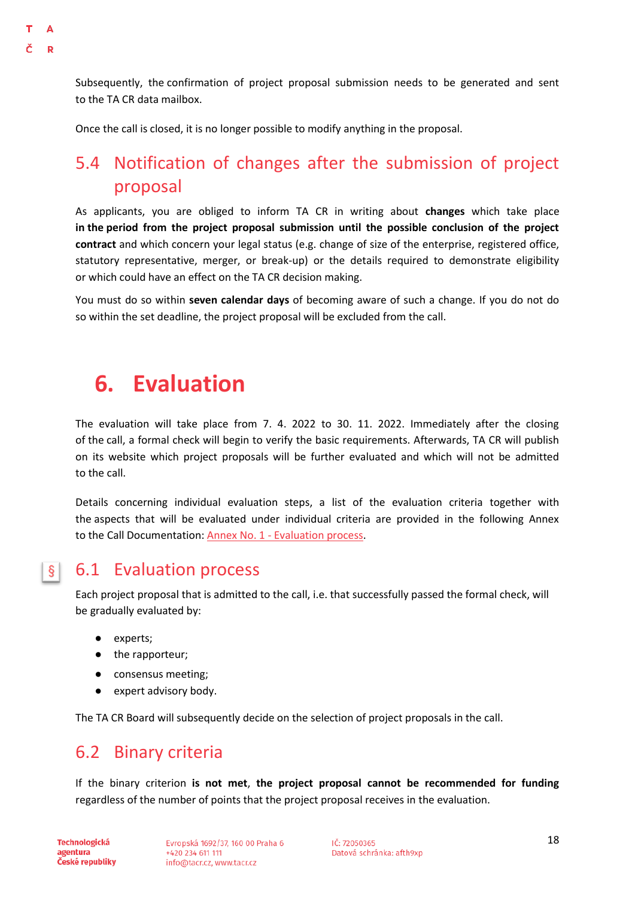Subsequently, the confirmation of project proposal submission needs to be generated and sent to the TA CR data mailbox.

Once the call is closed, it is no longer possible to modify anything in the proposal.

## 5.4 Notification of changes after the submission of project proposal

As applicants, you are obliged to inform TA CR in writing about **changes** which take place **in the period from the project proposal submission until the possible conclusion of the project contract** and which concern your legal status (e.g. change of size of the enterprise, registered office, statutory representative, merger, or break-up) or the details required to demonstrate eligibility or which could have an effect on the TA CR decision making.

You must do so within **seven calendar days** of becoming aware of such a change. If you do not do so within the set deadline, the project proposal will be excluded from the call.

# 6. Evaluation

The evaluation will take place from 7. 4. 2022 to 30. 11. 2022. Immediately after the closing of the call, a formal check will begin to verify the basic requirements. Afterwards, TA CR will publish on its website which project proposals will be further evaluated and which will not be admitted to the call.

Details concerning individual evaluation steps, a list of the evaluation criteria together with the aspects that will be evaluated under individual criteria are provided in the following Annex to the Call Documentation: Annex No. 1 - Evaluation process.

## 6.1 Evaluation process

Each project proposal that is admitted to the call, i.e. that successfully passed the formal check, will be gradually evaluated by:

- experts;
- the rapporteur;
- consensus meeting;
- expert advisory body.

The TA CR Board will subsequently decide on the selection of project proposals in the call.

## 6.2 Binary criteria

If the binary criterion **is not met**, **the project proposal cannot be recommended for funding** regardless of the number of points that the project proposal receives in the evaluation.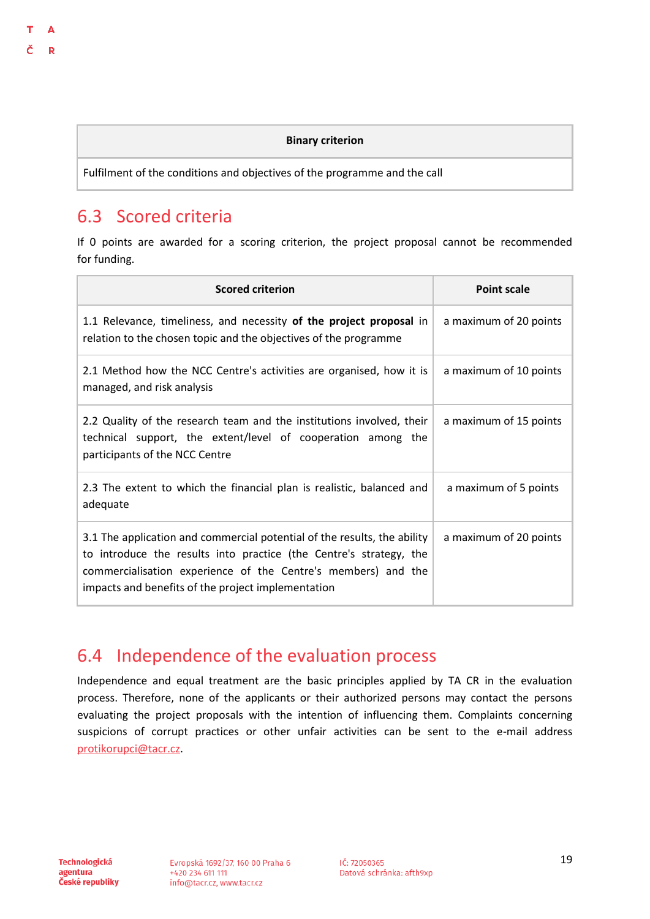| Binary criterion |
| --- |
| Fulfilment of the conditions and objectives of the programme and the call |

## 6.3 Scored criteria

If 0 points are awarded for a scoring criterion, the project proposal cannot be recommended for funding.

| Scored criterion | Point scale |
| --- | --- |
| 1.1 Relevance, timeliness, and necessity **of the project proposal** in relation to the chosen topic and the objectives of the programme | a maximum of 20 points |
| 2.1 Method how the NCC Centre's activities are organised, how it is managed, and risk analysis | a maximum of 10 points |
| 2.2 Quality of the research team and the institutions involved, their technical support, the extent/level of cooperation among the participants of the NCC Centre | a maximum of 15 points |
| 2.3 The extent to which the financial plan is realistic, balanced and adequate | a maximum of 5 points |
| 3.1 The application and commercial potential of the results, the ability to introduce the results into practice (the Centre's strategy, the commercialisation experience of the Centre's members) and the impacts and benefits of the project implementation | a maximum of 20 points |

## 6.4 Independence of the evaluation process

Independence and equal treatment are the basic principles applied by TA CR in the evaluation process. Therefore, none of the applicants or their authorized persons may contact the persons evaluating the project proposals with the intention of influencing them. Complaints concerning suspicions of corrupt practices or other unfair activities can be sent to the e-mail address protikorupci@tacr.cz.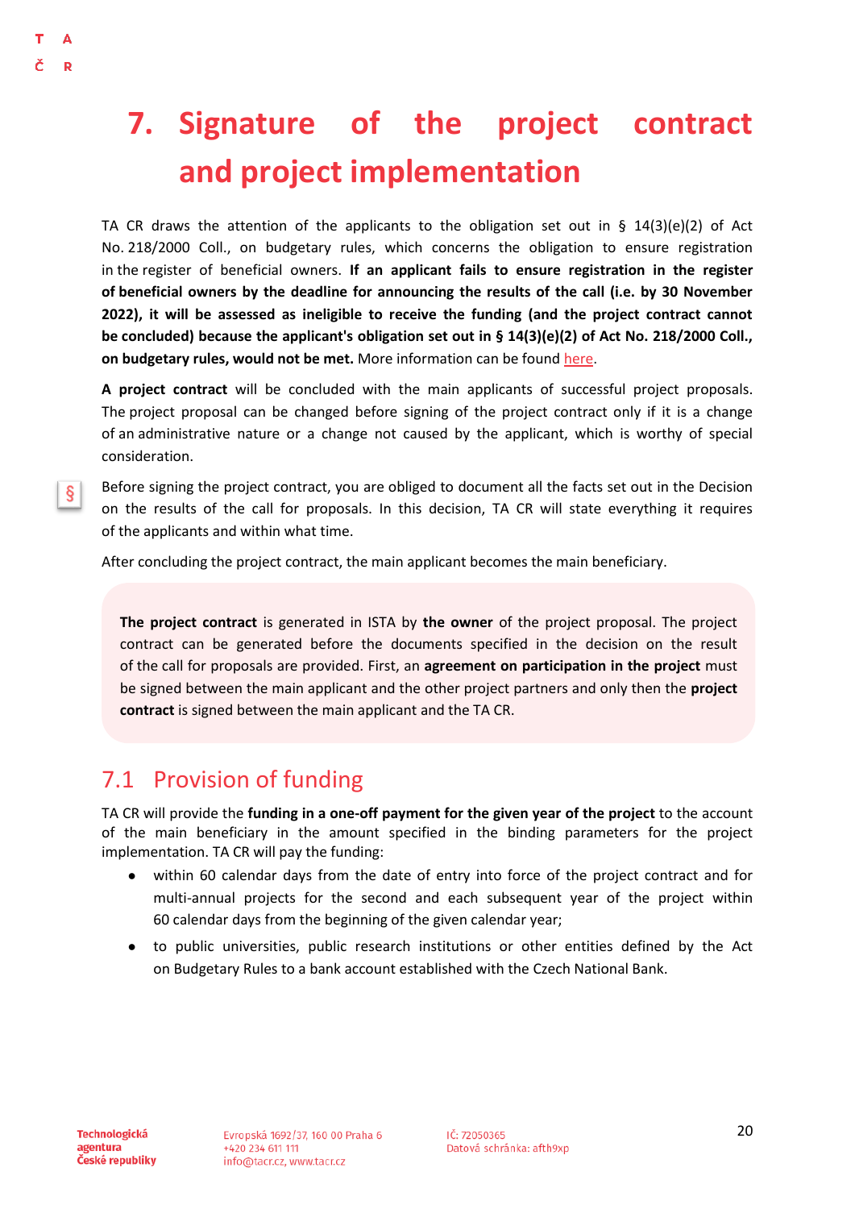# 7. Signature of the project contract and project implementation

TA CR draws the attention of the applicants to the obligation set out in § 14(3)(e)(2) of Act No. 218/2000 Coll., on budgetary rules, which concerns the obligation to ensure registration in the register of beneficial owners. **If an applicant fails to ensure registration in the register of beneficial owners by the deadline for announcing the results of the call (i.e. by 30 November 2022), it will be assessed as ineligible to receive the funding (and the project contract cannot be concluded) because the applicant's obligation set out in § 14(3)(e)(2) of Act No. 218/2000 Coll., on budgetary rules, would not be met.** More information can be found here.

**A project contract** will be concluded with the main applicants of successful project proposals. The project proposal can be changed before signing of the project contract only if it is a change of an administrative nature or a change not caused by the applicant, which is worthy of special consideration.

§ Before signing the project contract, you are obliged to document all the facts set out in the Decision on the results of the call for proposals. In this decision, TA CR will state everything it requires of the applicants and within what time.

After concluding the project contract, the main applicant becomes the main beneficiary.

**The project contract** is generated in ISTA by **the owner** of the project proposal. The project contract can be generated before the documents specified in the decision on the result of the call for proposals are provided. First, an **agreement on participation in the project** must be signed between the main applicant and the other project partners and only then the **project contract** is signed between the main applicant and the TA CR.

## 7.1 Provision of funding

TA CR will provide the **funding in a one-off payment for the given year of the project** to the account of the main beneficiary in the amount specified in the binding parameters for the project implementation. TA CR will pay the funding:

- within 60 calendar days from the date of entry into force of the project contract and for multi-annual projects for the second and each subsequent year of the project within 60 calendar days from the beginning of the given calendar year;
- to public universities, public research institutions or other entities defined by the Act on Budgetary Rules to a bank account established with the Czech National Bank.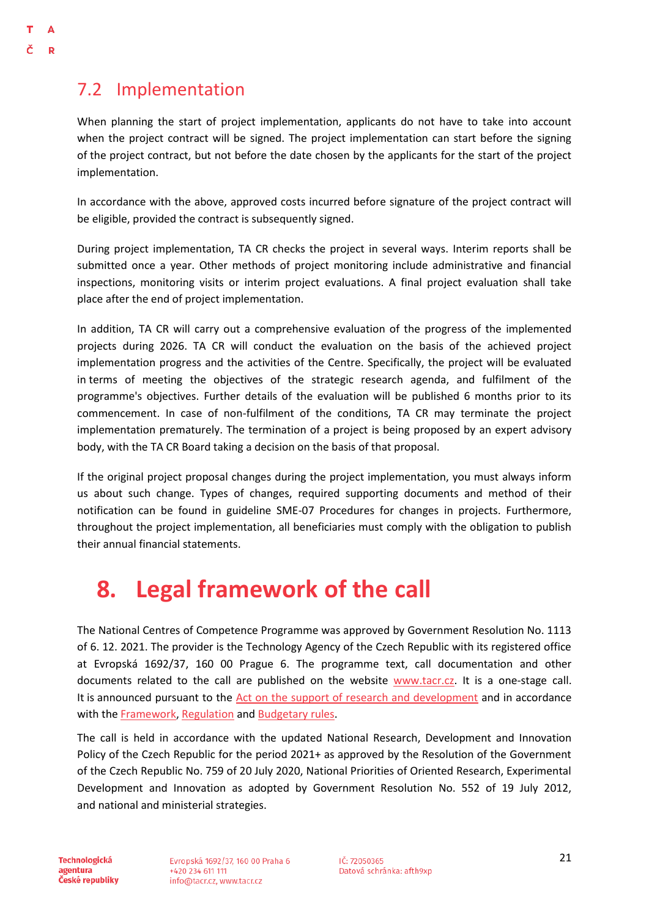## 7.2 Implementation

When planning the start of project implementation, applicants do not have to take into account when the project contract will be signed. The project implementation can start before the signing of the project contract, but not before the date chosen by the applicants for the start of the project implementation.

In accordance with the above, approved costs incurred before signature of the project contract will be eligible, provided the contract is subsequently signed.

During project implementation, TA CR checks the project in several ways. Interim reports shall be submitted once a year. Other methods of project monitoring include administrative and financial inspections, monitoring visits or interim project evaluations. A final project evaluation shall take place after the end of project implementation.

In addition, TA CR will carry out a comprehensive evaluation of the progress of the implemented projects during 2026. TA CR will conduct the evaluation on the basis of the achieved project implementation progress and the activities of the Centre. Specifically, the project will be evaluated in terms of meeting the objectives of the strategic research agenda, and fulfilment of the programme's objectives. Further details of the evaluation will be published 6 months prior to its commencement. In case of non-fulfilment of the conditions, TA CR may terminate the project implementation prematurely. The termination of a project is being proposed by an expert advisory body, with the TA CR Board taking a decision on the basis of that proposal.

If the original project proposal changes during the project implementation, you must always inform us about such change. Types of changes, required supporting documents and method of their notification can be found in guideline SME-07 Procedures for changes in projects. Furthermore, throughout the project implementation, all beneficiaries must comply with the obligation to publish their annual financial statements.

# 8. Legal framework of the call

The National Centres of Competence Programme was approved by Government Resolution No. 1113 of 6. 12. 2021. The provider is the Technology Agency of the Czech Republic with its registered office at Evropská 1692/37, 160 00 Prague 6. The programme text, call documentation and other documents related to the call are published on the website www.tacr.cz. It is a one-stage call. It is announced pursuant to the Act on the support of research and development and in accordance with the Framework, Regulation and Budgetary rules.

The call is held in accordance with the updated National Research, Development and Innovation Policy of the Czech Republic for the period 2021+ as approved by the Resolution of the Government of the Czech Republic No. 759 of 20 July 2020, National Priorities of Oriented Research, Experimental Development and Innovation as adopted by Government Resolution No. 552 of 19 July 2012, and national and ministerial strategies.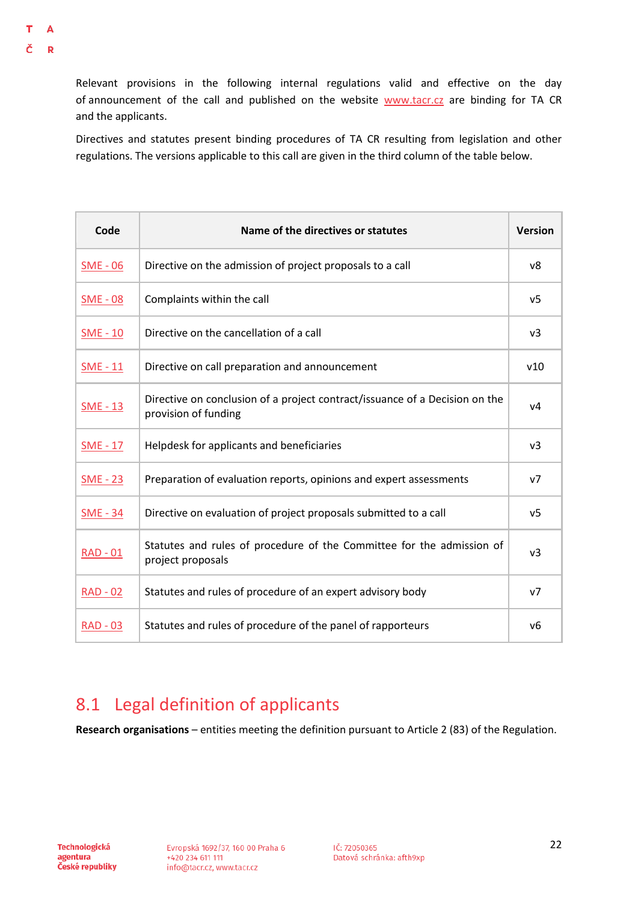Relevant provisions in the following internal regulations valid and effective on the day of announcement of the call and published on the website www.tacr.cz are binding for TA CR and the applicants.

Directives and statutes present binding procedures of TA CR resulting from legislation and other regulations. The versions applicable to this call are given in the third column of the table below.

| Code | Name of the directives or statutes | Version |
|---|---|---|
| SME - 06 | Directive on the admission of project proposals to a call | v8 |
| SME - 08 | Complaints within the call | v5 |
| SME - 10 | Directive on the cancellation of a call | v3 |
| SME - 11 | Directive on call preparation and announcement | v10 |
| SME - 13 | Directive on conclusion of a project contract/issuance of a Decision on the provision of funding | v4 |
| SME - 17 | Helpdesk for applicants and beneficiaries | v3 |
| SME - 23 | Preparation of evaluation reports, opinions and expert assessments | v7 |
| SME - 34 | Directive on evaluation of project proposals submitted to a call | v5 |
| RAD - 01 | Statutes and rules of procedure of the Committee for the admission of project proposals | v3 |
| RAD - 02 | Statutes and rules of procedure of an expert advisory body | v7 |
| RAD - 03 | Statutes and rules of procedure of the panel of rapporteurs | v6 |

## 8.1 Legal definition of applicants

**Research organisations** – entities meeting the definition pursuant to Article 2 (83) of the Regulation.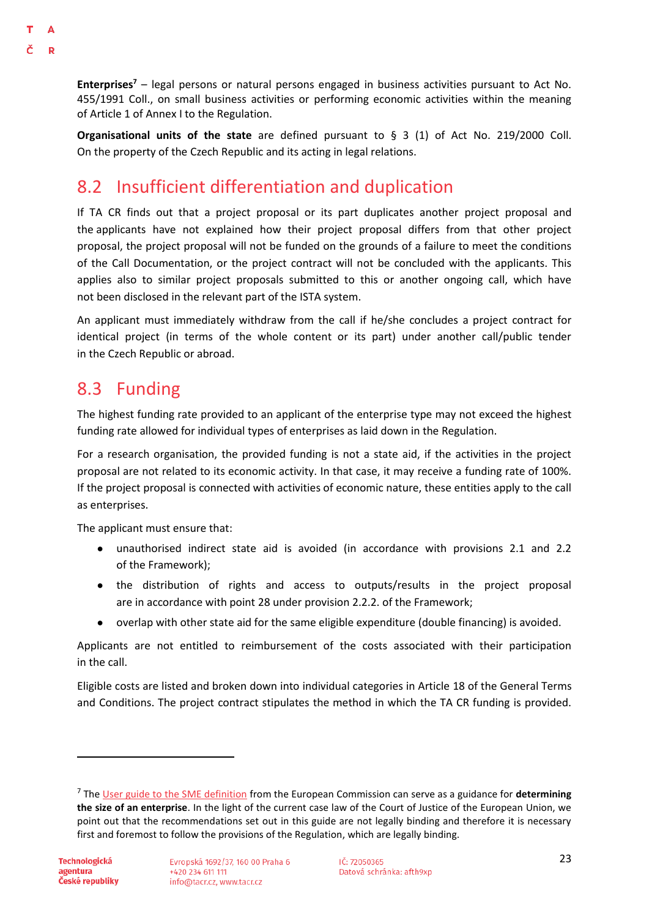**Enterprises**[7] – legal persons or natural persons engaged in business activities pursuant to Act No. 455/1991 Coll., on small business activities or performing economic activities within the meaning of Article 1 of Annex I to the Regulation.

**Organisational units of the state** are defined pursuant to § 3 (1) of Act No. 219/2000 Coll. On the property of the Czech Republic and its acting in legal relations.

## 8.2 Insufficient differentiation and duplication

If TA CR finds out that a project proposal or its part duplicates another project proposal and the applicants have not explained how their project proposal differs from that other project proposal, the project proposal will not be funded on the grounds of a failure to meet the conditions of the Call Documentation, or the project contract will not be concluded with the applicants. This applies also to similar project proposals submitted to this or another ongoing call, which have not been disclosed in the relevant part of the ISTA system.

An applicant must immediately withdraw from the call if he/she concludes a project contract for identical project (in terms of the whole content or its part) under another call/public tender in the Czech Republic or abroad.

## 8.3 Funding

The highest funding rate provided to an applicant of the enterprise type may not exceed the highest funding rate allowed for individual types of enterprises as laid down in the Regulation.

For a research organisation, the provided funding is not a state aid, if the activities in the project proposal are not related to its economic activity. In that case, it may receive a funding rate of 100%. If the project proposal is connected with activities of economic nature, these entities apply to the call as enterprises.

The applicant must ensure that:

- unauthorised indirect state aid is avoided (in accordance with provisions 2.1 and 2.2 of the Framework);
- the distribution of rights and access to outputs/results in the project proposal are in accordance with point 28 under provision 2.2.2. of the Framework;
- overlap with other state aid for the same eligible expenditure (double financing) is avoided.

Applicants are not entitled to reimbursement of the costs associated with their participation in the call.

Eligible costs are listed and broken down into individual categories in Article 18 of the General Terms and Conditions. The project contract stipulates the method in which the TA CR funding is provided.

---

[7] The User guide to the SME definition from the European Commission can serve as a guidance for **determining the size of an enterprise**. In the light of the current case law of the Court of Justice of the European Union, we point out that the recommendations set out in this guide are not legally binding and therefore it is necessary first and foremost to follow the provisions of the Regulation, which are legally binding.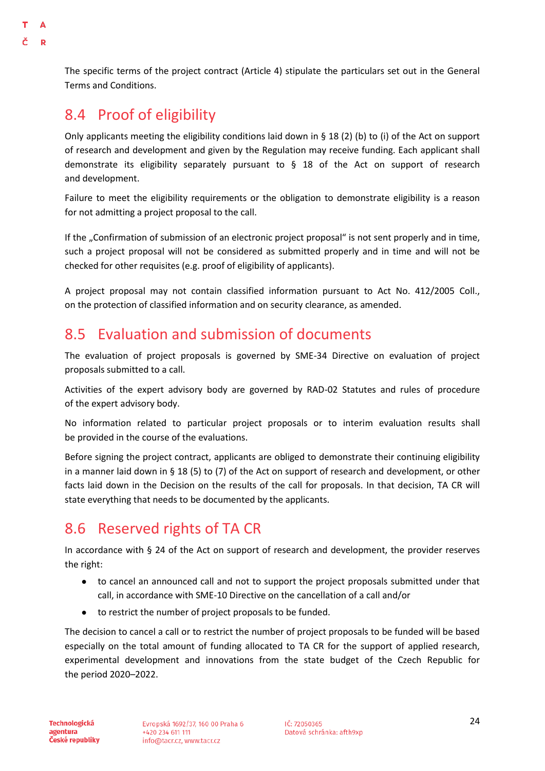The specific terms of the project contract (Article 4) stipulate the particulars set out in the General Terms and Conditions.

## 8.4 Proof of eligibility

Only applicants meeting the eligibility conditions laid down in § 18 (2) (b) to (i) of the Act on support of research and development and given by the Regulation may receive funding. Each applicant shall demonstrate its eligibility separately pursuant to § 18 of the Act on support of research and development.

Failure to meet the eligibility requirements or the obligation to demonstrate eligibility is a reason for not admitting a project proposal to the call.

If the „Confirmation of submission of an electronic project proposal" is not sent properly and in time, such a project proposal will not be considered as submitted properly and in time and will not be checked for other requisites (e.g. proof of eligibility of applicants).

A project proposal may not contain classified information pursuant to Act No. 412/2005 Coll., on the protection of classified information and on security clearance, as amended.

## 8.5 Evaluation and submission of documents

The evaluation of project proposals is governed by SME-34 Directive on evaluation of project proposals submitted to a call.

Activities of the expert advisory body are governed by RAD-02 Statutes and rules of procedure of the expert advisory body.

No information related to particular project proposals or to interim evaluation results shall be provided in the course of the evaluations.

Before signing the project contract, applicants are obliged to demonstrate their continuing eligibility in a manner laid down in § 18 (5) to (7) of the Act on support of research and development, or other facts laid down in the Decision on the results of the call for proposals. In that decision, TA CR will state everything that needs to be documented by the applicants.

## 8.6 Reserved rights of TA CR

In accordance with § 24 of the Act on support of research and development, the provider reserves the right:

- to cancel an announced call and not to support the project proposals submitted under that call, in accordance with SME-10 Directive on the cancellation of a call and/or
- to restrict the number of project proposals to be funded.

The decision to cancel a call or to restrict the number of project proposals to be funded will be based especially on the total amount of funding allocated to TA CR for the support of applied research, experimental development and innovations from the state budget of the Czech Republic for the period 2020–2022.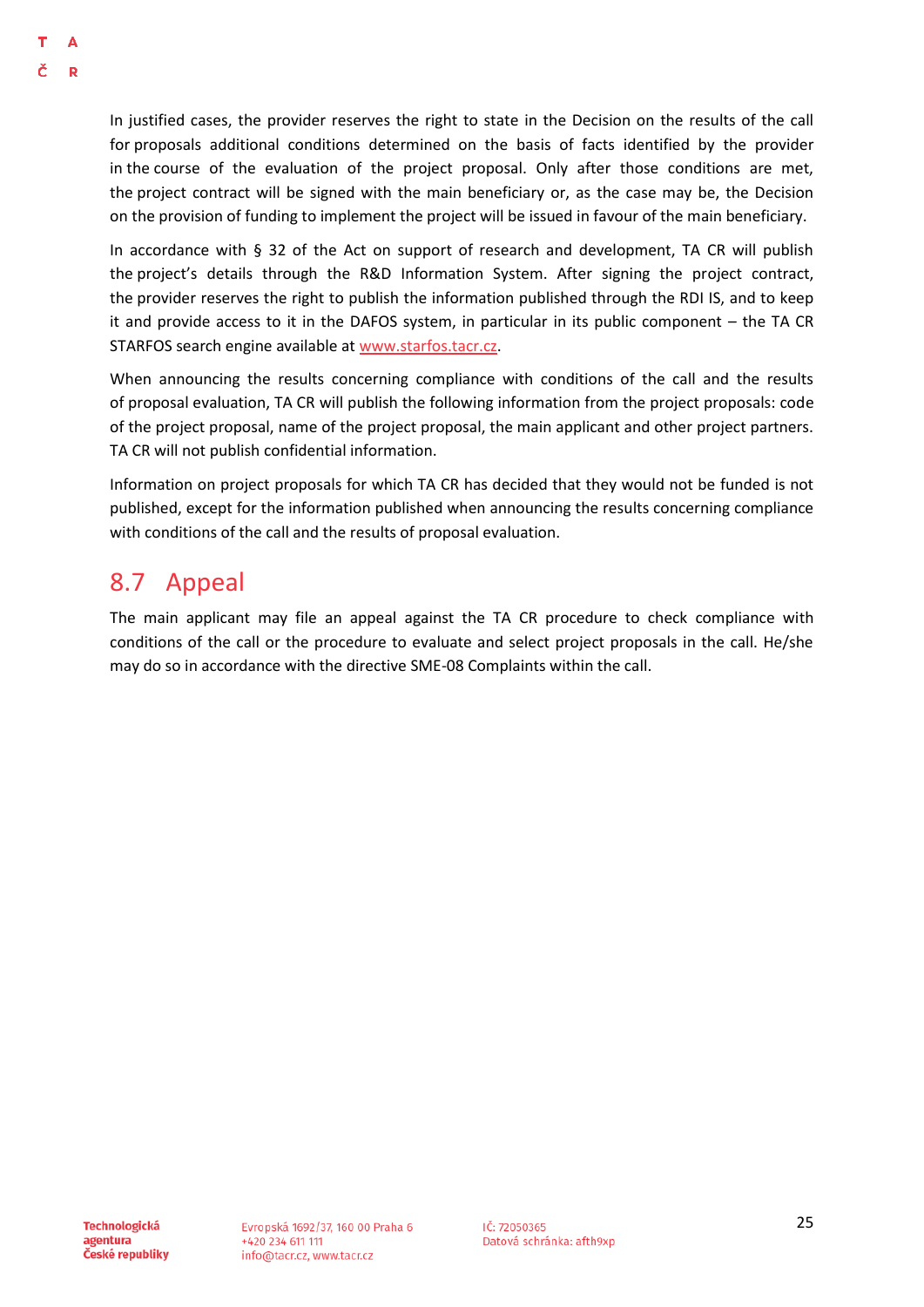In justified cases, the provider reserves the right to state in the Decision on the results of the call for proposals additional conditions determined on the basis of facts identified by the provider in the course of the evaluation of the project proposal. Only after those conditions are met, the project contract will be signed with the main beneficiary or, as the case may be, the Decision on the provision of funding to implement the project will be issued in favour of the main beneficiary.

In accordance with § 32 of the Act on support of research and development, TA CR will publish the project's details through the R&D Information System. After signing the project contract, the provider reserves the right to publish the information published through the RDI IS, and to keep it and provide access to it in the DAFOS system, in particular in its public component – the TA CR STARFOS search engine available at www.starfos.tacr.cz.

When announcing the results concerning compliance with conditions of the call and the results of proposal evaluation, TA CR will publish the following information from the project proposals: code of the project proposal, name of the project proposal, the main applicant and other project partners. TA CR will not publish confidential information.

Information on project proposals for which TA CR has decided that they would not be funded is not published, except for the information published when announcing the results concerning compliance with conditions of the call and the results of proposal evaluation.

## 8.7 Appeal

The main applicant may file an appeal against the TA CR procedure to check compliance with conditions of the call or the procedure to evaluate and select project proposals in the call. He/she may do so in accordance with the directive SME-08 Complaints within the call.